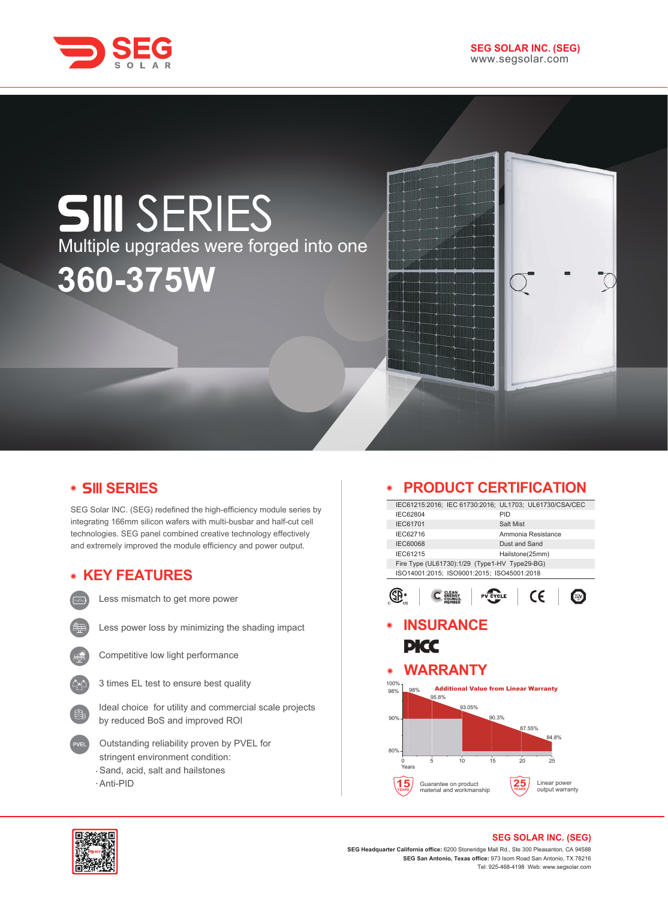SEG SOLAR INC. (SEG)
www.segsolar.com

# SIII SERIES

Multiple upgrades were forged into one

**360-375W**

## SIII SERIES

SEG Solar INC. (SEG) redefined the high-efficiency module series by integrating 166mm silicon wafers with multi-busbar and half-cut cell technologies. SEG panel combined creative technology effectively and extremely improved the module efficiency and power output.

## KEY FEATURES

- Less mismatch to get more power
- Less power loss by minimizing the shading impact
- Competitive low light performance
- 3 times EL test to ensure best quality
- Ideal choice for utility and commercial scale projects by reduced BoS and improved ROI
- Outstanding reliability proven by PVEL for stringent environment condition:
  - Sand, acid, salt and hailstones
  - Anti-PID

## PRODUCT CERTIFICATION

| IEC61215:2016; IEC 61730:2016; UL1703; UL61730/CSA/CEC | |
|---|---|
| IEC62804 | PID |
| IEC61701 | Salt Mist |
| IEC62716 | Ammonia Resistance |
| IEC60068 | Dust and Sand |
| IEC61215 | Hailstone(25mm) |
| Fire Type (UL61730):1/29 (Type1-HV Type29-BG) | |
| ISO14001:2015; ISO9001:2015; ISO45001:2018 | |

## INSURANCE

PICC

## WARRANTY

Additional Value from Linear Warranty

| Years | 0 | 5 | 10 | 15 | 20 | 25 |
|---|---|---|---|---|---|---|
| Power | 98% | 95.8% | 93.05% | 90.3% | 87.55% | 84.8% |

- 15 YEARS: Guarantee on product material and workmanship
- 25 YEARS: Linear power output warranty

**SEG SOLAR INC. (SEG)**

**SEG Headquarter California office:** 6200 Stoneridge Mall Rd., Ste 300 Pleasanton, CA 94588
**SEG San Antonio, Texas office:** 973 Isom Road San Antonio, TX 78216
Tel: 925-468-4198 Web: www.segsolar.com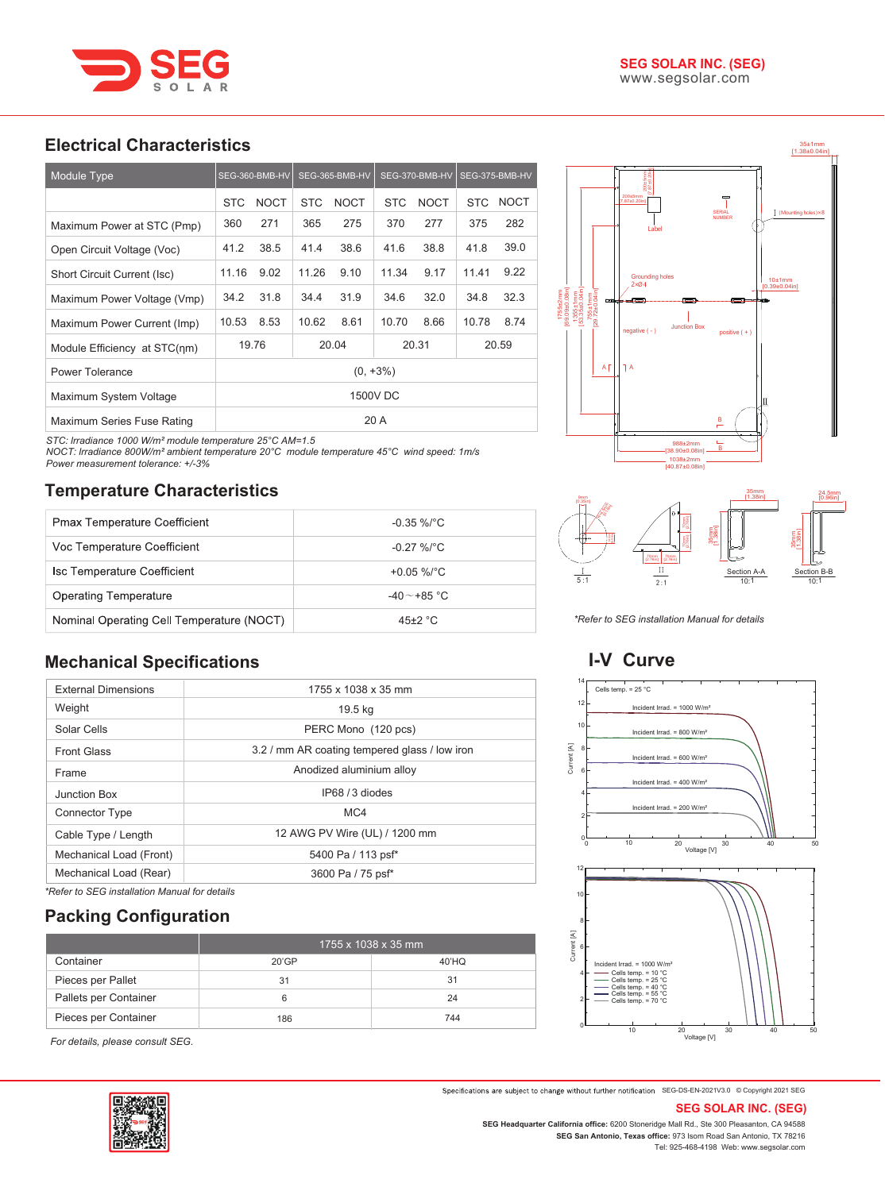SEG SOLAR INC. (SEG)
www.segsolar.com

## Electrical Characteristics

| Module Type | SEG-360-BMB-HV | | SEG-365-BMB-HV | | SEG-370-BMB-HV | | SEG-375-BMB-HV | |
|---|---|---|---|---|---|---|---|---|
| | STC | NOCT | STC | NOCT | STC | NOCT | STC | NOCT |
| Maximum Power at STC (Pmp) | 360 | 271 | 365 | 275 | 370 | 277 | 375 | 282 |
| Open Circuit Voltage (Voc) | 41.2 | 38.5 | 41.4 | 38.6 | 41.6 | 38.8 | 41.8 | 39.0 |
| Short Circuit Current (Isc) | 11.16 | 9.02 | 11.26 | 9.10 | 11.34 | 9.17 | 11.41 | 9.22 |
| Maximum Power Voltage (Vmp) | 34.2 | 31.8 | 34.4 | 31.9 | 34.6 | 32.0 | 34.8 | 32.3 |
| Maximum Power Current (Imp) | 10.53 | 8.53 | 10.62 | 8.61 | 10.70 | 8.66 | 10.78 | 8.74 |
| Module Efficiency at STC(ηm) | 19.76 | | 20.04 | | 20.31 | | 20.59 | |
| Power Tolerance | (0, +3%) | | | | | | | |
| Maximum System Voltage | 1500V DC | | | | | | | |
| Maximum Series Fuse Rating | 20 A | | | | | | | |

*STC: Irradiance 1000 W/m² module temperature 25°C AM=1.5*
*NOCT: Irradiance 800W/m² ambient temperature 20°C module temperature 45°C wind speed: 1m/s*
*Power measurement tolerance: +/-3%*

## Temperature Characteristics

| | |
|---|---|
| Pmax Temperature Coefficient | -0.35 %/°C |
| Voc Temperature Coefficient | -0.27 %/°C |
| Isc Temperature Coefficient | +0.05 %/°C |
| Operating Temperature | -40 ~ +85 °C |
| Nominal Operating Cell Temperature (NOCT) | 45±2 °C |

35±1mm [1.38±0.04in]
200±5mm [7.87±0.20in]
Label
SERIAL NUMBER
I (Mounting holes)×8
Grounding holes 2×Ø4
10±1mm [0.39±0.04in]
1755±2mm [69.09±0.08in]
1355±1mm [53.35±0.04in]
755±1mm [29.72±0.04in]
negative ( - )
Junction Box
positive ( + )
A A
II
B B
998±2mm [38.90±0.08in]
1038±2mm [40.87±0.08in]
I 5:1
II 2:1
Section A-A 10:1
35mm [1.38in]
Section B-B 10:1
24.5mm [0.96in]

*Refer to SEG installation Manual for details

## Mechanical Specifications

| | |
|---|---|
| External Dimensions | 1755 x 1038 x 35 mm |
| Weight | 19.5 kg |
| Solar Cells | PERC Mono (120 pcs) |
| Front Glass | 3.2 / mm AR coating tempered glass / low iron |
| Frame | Anodized aluminium alloy |
| Junction Box | IP68 / 3 diodes |
| Connector Type | MC4 |
| Cable Type / Length | 12 AWG PV Wire (UL) / 1200 mm |
| Mechanical Load (Front) | 5400 Pa / 113 psf* |
| Mechanical Load (Rear) | 3600 Pa / 75 psf* |

*Refer to SEG installation Manual for details

## I-V Curve

Cells temp. = 25 °C
Incident Irrad. = 1000 W/m²
Incident Irrad. = 800 W/m²
Incident Irrad. = 600 W/m²
Incident Irrad. = 400 W/m²
Incident Irrad. = 200 W/m²
Current [A]
Voltage [V]

Incident Irrad. = 1000 W/m²
Cells temp. = 10 °C
Cells temp. = 25 °C
Cells temp. = 40 °C
Cells temp. = 55 °C
Cells temp. = 70 °C
Current [A]
Voltage [V]

## Packing Configuration

| | 1755 x 1038 x 35 mm | |
|---|---|---|
| Container | 20'GP | 40'HQ |
| Pieces per Pallet | 31 | 31 |
| Pallets per Container | 6 | 24 |
| Pieces per Container | 186 | 744 |

*For details, please consult SEG.*

Specifications are subject to change without further notification SEG-DS-EN-2021V3.0 © Copyright 2021 SEG

**SEG SOLAR INC. (SEG)**

**SEG Headquarter California office:** 6200 Stoneridge Mall Rd., Ste 300 Pleasanton, CA 94588
**SEG San Antonio, Texas office:** 973 Isom Road San Antonio, TX 78216
Tel: 925-468-4198 Web: www.segsolar.com